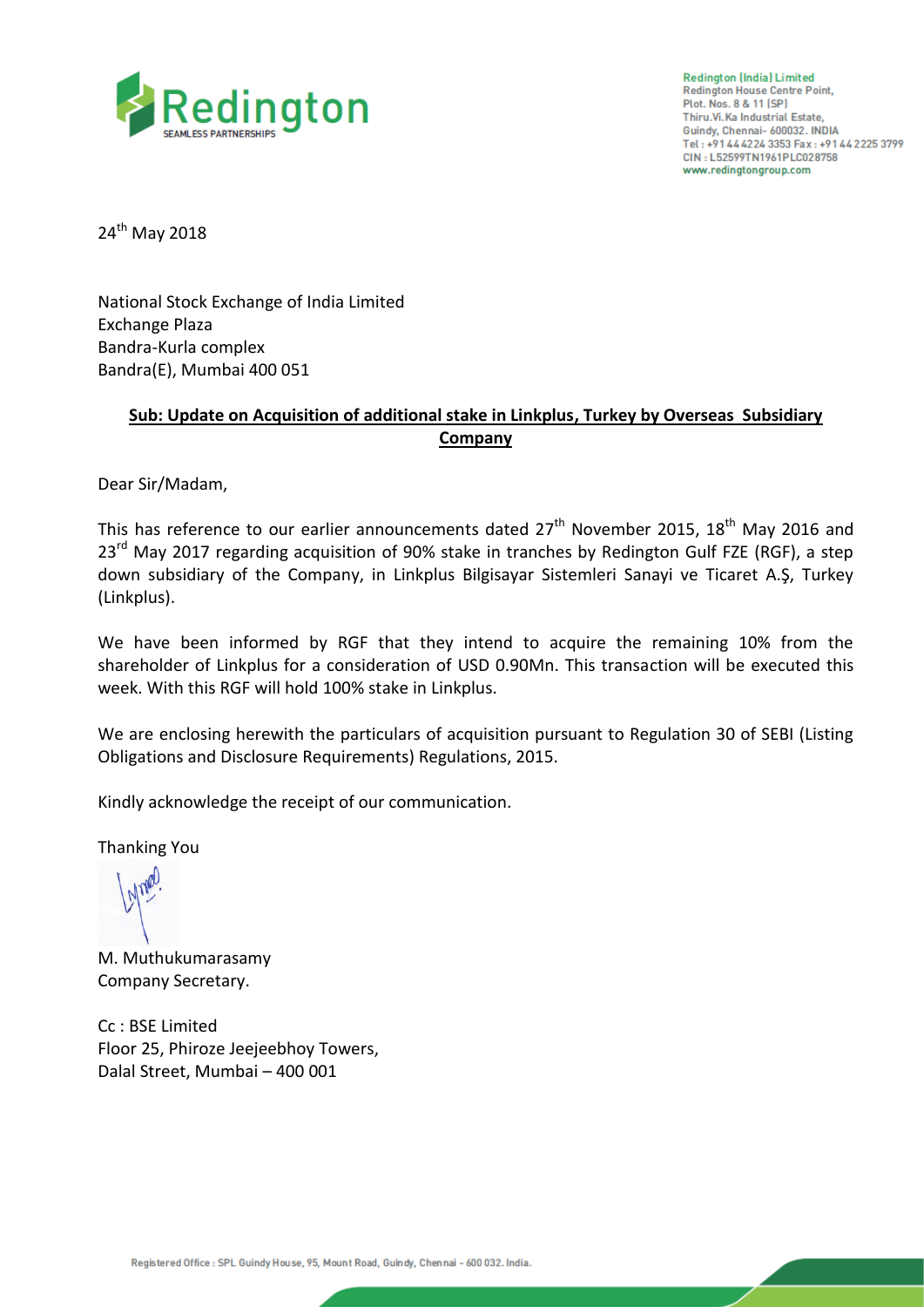**Redington (India) Limited**
Redington House Centre Point,
Plot. Nos. 8 & 11 (SP)
Thiru.Vi.Ka Industrial Estate,
Guindy, Chennai- 600032. INDIA
Tel : +91 44 4224 3353 Fax : +91 44 2225 3799
CIN : L52599TN1961PLC028758
www.redingtongroup.com

24th May 2018

National Stock Exchange of India Limited
Exchange Plaza
Bandra-Kurla complex
Bandra(E), Mumbai 400 051

**Sub: Update on Acquisition of additional stake in Linkplus, Turkey by Overseas Subsidiary Company**

Dear Sir/Madam,

This has reference to our earlier announcements dated 27th November 2015, 18th May 2016 and 23rd May 2017 regarding acquisition of 90% stake in tranches by Redington Gulf FZE (RGF), a step down subsidiary of the Company, in Linkplus Bilgisayar Sistemleri Sanayi ve Ticaret A.Ş, Turkey (Linkplus).

We have been informed by RGF that they intend to acquire the remaining 10% from the shareholder of Linkplus for a consideration of USD 0.90Mn. This transaction will be executed this week. With this RGF will hold 100% stake in Linkplus.

We are enclosing herewith the particulars of acquisition pursuant to Regulation 30 of SEBI (Listing Obligations and Disclosure Requirements) Regulations, 2015.

Kindly acknowledge the receipt of our communication.

Thanking You

M. Muthukumarasamy
Company Secretary.

Cc : BSE Limited
Floor 25, Phiroze Jeejeebhoy Towers,
Dalal Street, Mumbai – 400 001

Registered Office : SPL Guindy House, 95, Mount Road, Guindy, Chennai - 600 032. India.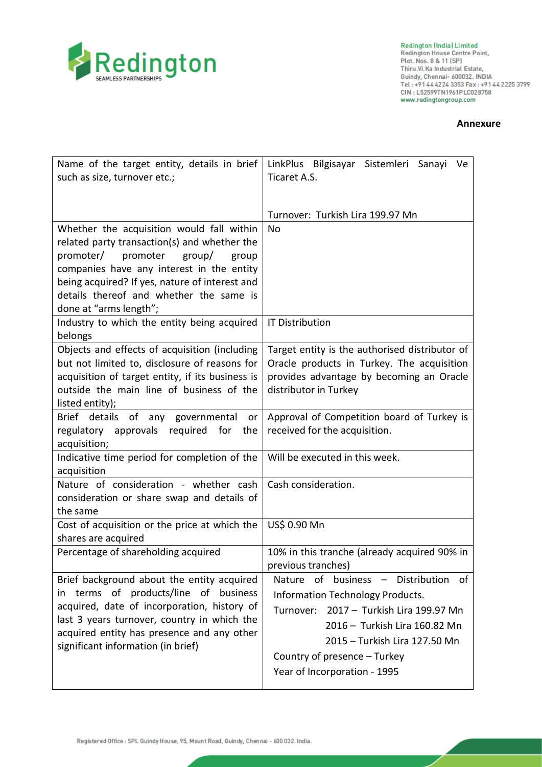**Annexure**

| | |
|---|---|
| Name of the target entity, details in brief such as size, turnover etc.; | LinkPlus Bilgisayar Sistemleri Sanayi Ve Ticaret A.S.<br><br>Turnover: Turkish Lira 199.97 Mn |
| Whether the acquisition would fall within related party transaction(s) and whether the promoter/ promoter group/ group companies have any interest in the entity being acquired? If yes, nature of interest and details thereof and whether the same is done at "arms length"; | No |
| Industry to which the entity being acquired belongs | IT Distribution |
| Objects and effects of acquisition (including but not limited to, disclosure of reasons for acquisition of target entity, if its business is outside the main line of business of the listed entity); | Target entity is the authorised distributor of Oracle products in Turkey. The acquisition provides advantage by becoming an Oracle distributor in Turkey |
| Brief details of any governmental or regulatory approvals required for the acquisition; | Approval of Competition board of Turkey is received for the acquisition. |
| Indicative time period for completion of the acquisition | Will be executed in this week. |
| Nature of consideration - whether cash consideration or share swap and details of the same | Cash consideration. |
| Cost of acquisition or the price at which the shares are acquired | US$ 0.90 Mn |
| Percentage of shareholding acquired | 10% in this tranche (already acquired 90% in previous tranches) |
| Brief background about the entity acquired in terms of products/line of business acquired, date of incorporation, history of last 3 years turnover, country in which the acquired entity has presence and any other significant information (in brief) | Nature of business – Distribution of Information Technology Products.<br>Turnover: 2017 – Turkish Lira 199.97 Mn<br>2016 – Turkish Lira 160.82 Mn<br>2015 – Turkish Lira 127.50 Mn<br>Country of presence – Turkey<br>Year of Incorporation - 1995 |